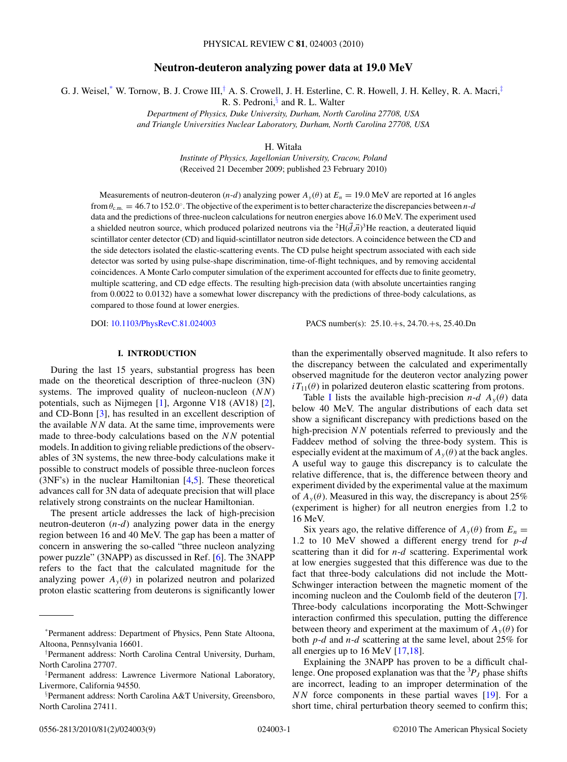# Neutron-deuteron analyzing power data at 19.0 MeV

G. J. Weisel,[*] W. Tornow, B. J. Crowe III,[†] A. S. Crowell, J. H. Esterline, C. R. Howell, J. H. Kelley, R. A. Macri,[‡] R. S. Pedroni,[§] and R. L. Walter

*Department of Physics, Duke University, Durham, North Carolina 27708, USA*
*and Triangle Universities Nuclear Laboratory, Durham, North Carolina 27708, USA*

H. Witała

*Institute of Physics, Jagellonian University, Cracow, Poland*
(Received 21 December 2009; published 23 February 2010)

Measurements of neutron-deuteron ($n$-$d$) analyzing power $A_y(\theta)$ at $E_n = 19.0$ MeV are reported at 16 angles from $\theta_{\text{c.m.}} = 46.7$ to $152.0^\circ$. The objective of the experiment is to better characterize the discrepancies between $n$-$d$ data and the predictions of three-nucleon calculations for neutron energies above 16.0 MeV. The experiment used a shielded neutron source, which produced polarized neutrons via the $^2\text{H}(\vec{d},\vec{n})^3\text{He}$ reaction, a deuterated liquid scintillator center detector (CD) and liquid-scintillator neutron side detectors. A coincidence between the CD and the side detectors isolated the elastic-scattering events. The CD pulse height spectrum associated with each side detector was sorted by using pulse-shape discrimination, time-of-flight techniques, and by removing accidental coincidences. A Monte Carlo computer simulation of the experiment accounted for effects due to finite geometry, multiple scattering, and CD edge effects. The resulting high-precision data (with absolute uncertainties ranging from 0.0022 to 0.0132) have a somewhat lower discrepancy with the predictions of three-body calculations, as compared to those found at lower energies.

DOI: 10.1103/PhysRevC.81.024003 PACS number(s): 25.10.+s, 24.70.+s, 25.40.Dn

## I. INTRODUCTION

During the last 15 years, substantial progress has been made on the theoretical description of three-nucleon (3N) systems. The improved quality of nucleon-nucleon ($NN$) potentials, such as Nijmegen [1], Argonne V18 (AV18) [2], and CD-Bonn [3], has resulted in an excellent description of the available $NN$ data. At the same time, improvements were made to three-body calculations based on the $NN$ potential models. In addition to giving reliable predictions of the observables of 3N systems, the new three-body calculations make it possible to construct models of possible three-nucleon forces (3NF's) in the nuclear Hamiltonian [4,5]. These theoretical advances call for 3N data of adequate precision that will place relatively strong constraints on the nuclear Hamiltonian.

The present article addresses the lack of high-precision neutron-deuteron ($n$-$d$) analyzing power data in the energy region between 16 and 40 MeV. The gap has been a matter of concern in answering the so-called "three nucleon analyzing power puzzle" (3NAPP) as discussed in Ref. [6]. The 3NAPP refers to the fact that the calculated magnitude for the analyzing power $A_y(\theta)$ in polarized neutron and polarized proton elastic scattering from deuterons is significantly lower than the experimentally observed magnitude. It also refers to the discrepancy between the calculated and experimentally observed magnitude for the deuteron vector analyzing power $iT_{11}(\theta)$ in polarized deuteron elastic scattering from protons.

Table I lists the available high-precision $n$-$d$ $A_y(\theta)$ data below 40 MeV. The angular distributions of each data set show a significant discrepancy with predictions based on the high-precision $NN$ potentials referred to previously and the Faddeev method of solving the three-body system. This is especially evident at the maximum of $A_y(\theta)$ at the back angles. A useful way to gauge this discrepancy is to calculate the relative difference, that is, the difference between theory and experiment divided by the experimental value at the maximum of $A_y(\theta)$. Measured in this way, the discrepancy is about 25% (experiment is higher) for all neutron energies from 1.2 to 16 MeV.

Six years ago, the relative difference of $A_y(\theta)$ from $E_n =$ 1.2 to 10 MeV showed a different energy trend for $p$-$d$ scattering than it did for $n$-$d$ scattering. Experimental work at low energies suggested that this difference was due to the fact that three-body calculations did not include the Mott-Schwinger interaction between the magnetic moment of the incoming nucleon and the Coulomb field of the deuteron [7]. Three-body calculations incorporating the Mott-Schwinger interaction confirmed this speculation, putting the difference between theory and experiment at the maximum of $A_y(\theta)$ for both $p$-$d$ and $n$-$d$ scattering at the same level, about 25% for all energies up to 16 MeV [17,18].

Explaining the 3NAPP has proven to be a difficult challenge. One proposed explanation was that the $^3P_J$ phase shifts are incorrect, leading to an improper determination of the $NN$ force components in these partial waves [19]. For a short time, chiral perturbation theory seemed to confirm this;

---

[*] Permanent address: Department of Physics, Penn State Altoona, Altoona, Pennsylvania 16601.

[†] Permanent address: North Carolina Central University, Durham, North Carolina 27707.

[‡] Permanent address: Lawrence Livermore National Laboratory, Livermore, California 94550.

[§] Permanent address: North Carolina A&T University, Greensboro, North Carolina 27411.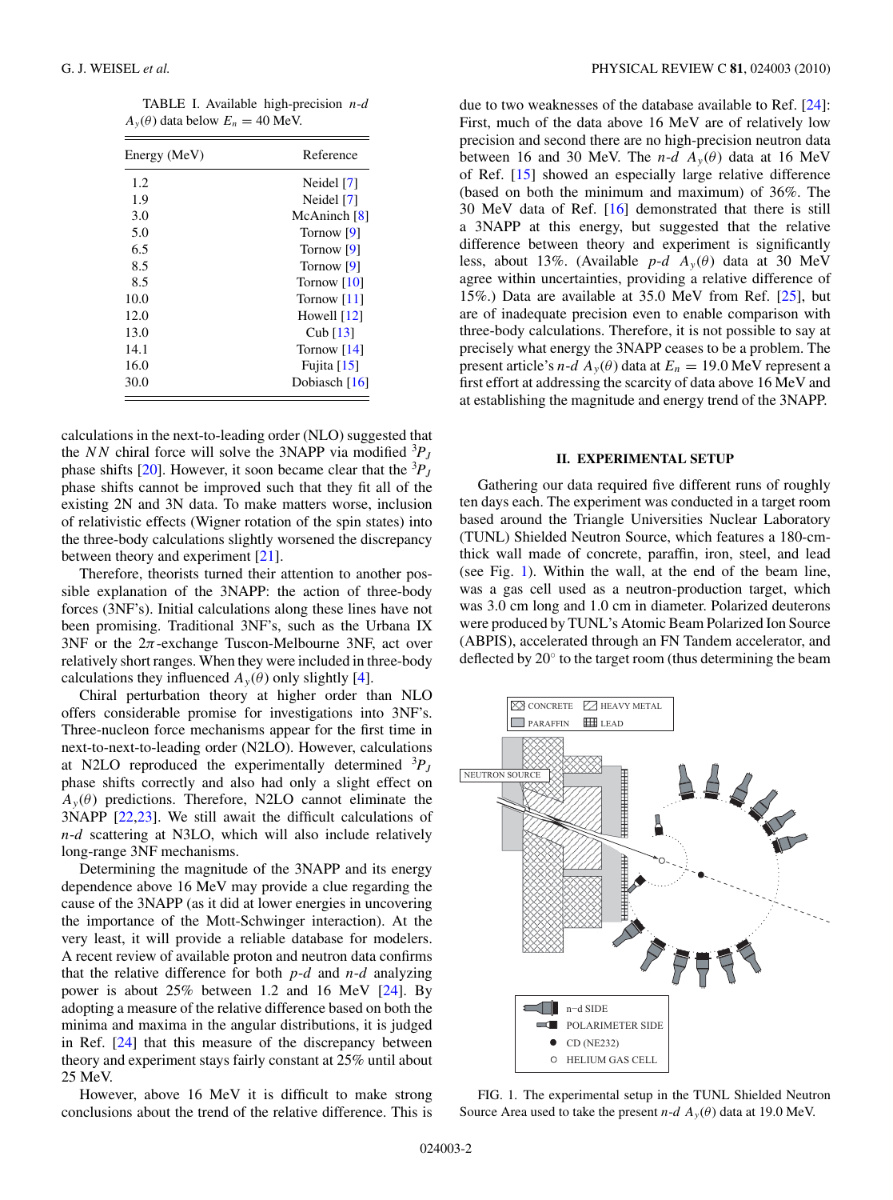TABLE I. Available high-precision *n-d* $A_y(\theta)$ data below $E_n = 40$ MeV.

| Energy (MeV) | Reference |
|---|---|
| 1.2 | Neidel [7] |
| 1.9 | Neidel [7] |
| 3.0 | McAninch [8] |
| 5.0 | Tornow [9] |
| 6.5 | Tornow [9] |
| 8.5 | Tornow [9] |
| 8.5 | Tornow [10] |
| 10.0 | Tornow [11] |
| 12.0 | Howell [12] |
| 13.0 | Cub [13] |
| 14.1 | Tornow [14] |
| 16.0 | Fujita [15] |
| 30.0 | Dobiasch [16] |

calculations in the next-to-leading order (NLO) suggested that the *NN* chiral force will solve the 3NAPP via modified $^3P_J$ phase shifts [20]. However, it soon became clear that the $^3P_J$ phase shifts cannot be improved such that they fit all of the existing 2N and 3N data. To make matters worse, inclusion of relativistic effects (Wigner rotation of the spin states) into the three-body calculations slightly worsened the discrepancy between theory and experiment [21].

Therefore, theorists turned their attention to another possible explanation of the 3NAPP: the action of three-body forces (3NF's). Initial calculations along these lines have not been promising. Traditional 3NF's, such as the Urbana IX 3NF or the $2\pi$-exchange Tuscon-Melbourne 3NF, act over relatively short ranges. When they were included in three-body calculations they influenced $A_y(\theta)$ only slightly [4].

Chiral perturbation theory at higher order than NLO offers considerable promise for investigations into 3NF's. Three-nucleon force mechanisms appear for the first time in next-to-next-to-leading order (N2LO). However, calculations at N2LO reproduced the experimentally determined $^3P_J$ phase shifts correctly and also had only a slight effect on $A_y(\theta)$ predictions. Therefore, N2LO cannot eliminate the 3NAPP [22,23]. We still await the difficult calculations of *n-d* scattering at N3LO, which will also include relatively long-range 3NF mechanisms.

Determining the magnitude of the 3NAPP and its energy dependence above 16 MeV may provide a clue regarding the cause of the 3NAPP (as it did at lower energies in uncovering the importance of the Mott-Schwinger interaction). At the very least, it will provide a reliable database for modelers. A recent review of available proton and neutron data confirms that the relative difference for both *p-d* and *n-d* analyzing power is about 25% between 1.2 and 16 MeV [24]. By adopting a measure of the relative difference based on both the minima and maxima in the angular distributions, it is judged in Ref. [24] that this measure of the discrepancy between theory and experiment stays fairly constant at 25% until about 25 MeV.

However, above 16 MeV it is difficult to make strong conclusions about the trend of the relative difference. This is due to two weaknesses of the database available to Ref. [24]: First, much of the data above 16 MeV are of relatively low precision and second there are no high-precision neutron data between 16 and 30 MeV. The *n-d* $A_y(\theta)$ data at 16 MeV of Ref. [15] showed an especially large relative difference (based on both the minimum and maximum) of 36%. The 30 MeV data of Ref. [16] demonstrated that there is still a 3NAPP at this energy, but suggested that the relative difference between theory and experiment is significantly less, about 13%. (Available *p-d* $A_y(\theta)$ data at 30 MeV agree within uncertainties, providing a relative difference of 15%.) Data are available at 35.0 MeV from Ref. [25], but are of inadequate precision even to enable comparison with three-body calculations. Therefore, it is not possible to say at precisely what energy the 3NAPP ceases to be a problem. The present article's *n-d* $A_y(\theta)$ data at $E_n = 19.0$ MeV represent a first effort at addressing the scarcity of data above 16 MeV and at establishing the magnitude and energy trend of the 3NAPP.

## II. EXPERIMENTAL SETUP

Gathering our data required five different runs of roughly ten days each. The experiment was conducted in a target room based around the Triangle Universities Nuclear Laboratory (TUNL) Shielded Neutron Source, which features a 180-cm-thick wall made of concrete, paraffin, iron, steel, and lead (see Fig. 1). Within the wall, at the end of the beam line, was a gas cell used as a neutron-production target, which was 3.0 cm long and 1.0 cm in diameter. Polarized deuterons were produced by TUNL's Atomic Beam Polarized Ion Source (ABPIS), accelerated through an FN Tandem accelerator, and deflected by 20° to the target room (thus determining the beam

FIG. 1. The experimental setup in the TUNL Shielded Neutron Source Area used to take the present *n-d* $A_y(\theta)$ data at 19.0 MeV.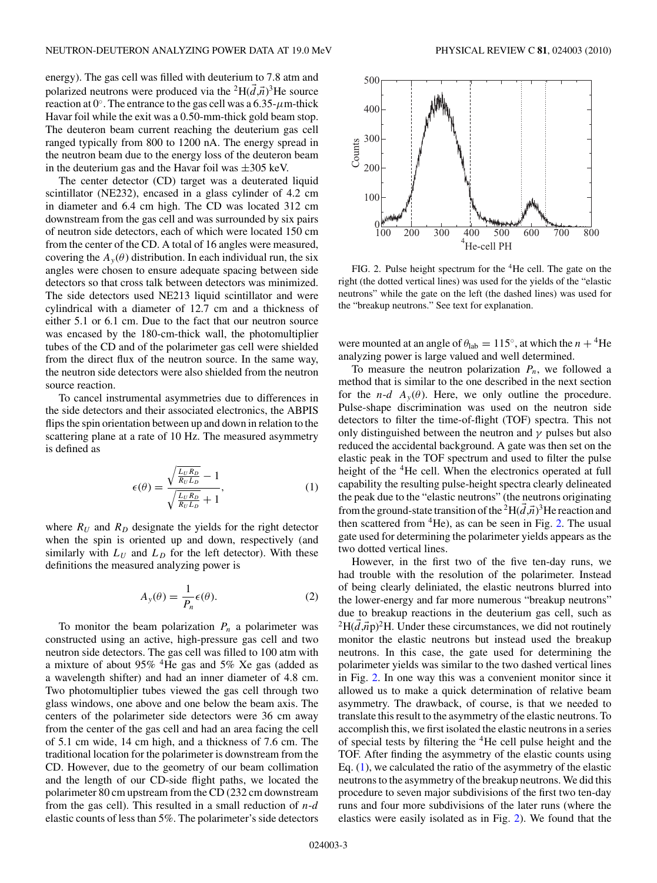energy). The gas cell was filled with deuterium to 7.8 atm and polarized neutrons were produced via the $^2\mathrm{H}(\vec{d},\vec{n})^3\mathrm{He}$ source reaction at 0°. The entrance to the gas cell was a 6.35-$\mu$m-thick Havar foil while the exit was a 0.50-mm-thick gold beam stop. The deuteron beam current reaching the deuterium gas cell ranged typically from 800 to 1200 nA. The energy spread in the neutron beam due to the energy loss of the deuteron beam in the deuterium gas and the Havar foil was ±305 keV.

The center detector (CD) target was a deuterated liquid scintillator (NE232), encased in a glass cylinder of 4.2 cm in diameter and 6.4 cm high. The CD was located 312 cm downstream from the gas cell and was surrounded by six pairs of neutron side detectors, each of which were located 150 cm from the center of the CD. A total of 16 angles were measured, covering the $A_y(\theta)$ distribution. In each individual run, the six angles were chosen to ensure adequate spacing between side detectors so that cross talk between detectors was minimized. The side detectors used NE213 liquid scintillator and were cylindrical with a diameter of 12.7 cm and a thickness of either 5.1 or 6.1 cm. Due to the fact that our neutron source was encased by the 180-cm-thick wall, the photomultiplier tubes of the CD and of the polarimeter gas cell were shielded from the direct flux of the neutron source. In the same way, the neutron side detectors were also shielded from the neutron source reaction.

To cancel instrumental asymmetries due to differences in the side detectors and their associated electronics, the ABPIS flips the spin orientation between up and down in relation to the scattering plane at a rate of 10 Hz. The measured asymmetry is defined as

$$\epsilon(\theta) = \frac{\sqrt{\frac{L_U R_D}{R_U L_D}} - 1}{\sqrt{\frac{L_U R_D}{R_U L_D}} + 1}, \tag{1}$$

where $R_U$ and $R_D$ designate the yields for the right detector when the spin is oriented up and down, respectively (and similarly with $L_U$ and $L_D$ for the left detector). With these definitions the measured analyzing power is

$$A_y(\theta) = \frac{1}{P_n}\epsilon(\theta). \tag{2}$$

To monitor the beam polarization $P_n$ a polarimeter was constructed using an active, high-pressure gas cell and two neutron side detectors. The gas cell was filled to 100 atm with a mixture of about 95% $^4$He gas and 5% Xe gas (added as a wavelength shifter) and had an inner diameter of 4.8 cm. Two photomultiplier tubes viewed the gas cell through two glass windows, one above and one below the beam axis. The centers of the polarimeter side detectors were 36 cm away from the center of the gas cell and had an area facing the cell of 5.1 cm wide, 14 cm high, and a thickness of 7.6 cm. The traditional location for the polarimeter is downstream from the CD. However, due to the geometry of our beam collimation and the length of our CD-side flight paths, we located the polarimeter 80 cm upstream from the CD (232 cm downstream from the gas cell). This resulted in a small reduction of *n-d* elastic counts of less than 5%. The polarimeter's side detectors were mounted at an angle of $\theta_{\mathrm{lab}} = 115°$, at which the $n + {}^4\mathrm{He}$ analyzing power is large valued and well determined.

FIG. 2. Pulse height spectrum for the $^4$He cell. The gate on the right (the dotted vertical lines) was used for the yields of the "elastic neutrons" while the gate on the left (the dashed lines) was used for the "breakup neutrons." See text for explanation.

To measure the neutron polarization $P_n$, we followed a method that is similar to the one described in the next section for the *n-d* $A_y(\theta)$. Here, we only outline the procedure. Pulse-shape discrimination was used on the neutron side detectors to filter the time-of-flight (TOF) spectra. This not only distinguished between the neutron and $\gamma$ pulses but also reduced the accidental background. A gate was then set on the elastic peak in the TOF spectrum and used to filter the pulse height of the $^4$He cell. When the electronics operated at full capability the resulting pulse-height spectra clearly delineated the peak due to the "elastic neutrons" (the neutrons originating from the ground-state transition of the $^2\mathrm{H}(\vec{d},\vec{n})^3\mathrm{He}$ reaction and then scattered from $^4$He), as can be seen in Fig. 2. The usual gate used for determining the polarimeter yields appears as the two dotted vertical lines.

However, in the first two of the five ten-day runs, we had trouble with the resolution of the polarimeter. Instead of being clearly deliniated, the elastic neutrons blurred into the lower-energy and far more numerous "breakup neutrons" due to breakup reactions in the deuterium gas cell, such as $^2\mathrm{H}(\vec{d},\vec{n}\mathrm{p})^2\mathrm{H}$. Under these circumstances, we did not routinely monitor the elastic neutrons but instead used the breakup neutrons. In this case, the gate used for determining the polarimeter yields was similar to the two dashed vertical lines in Fig. 2. In one way this was a convenient monitor since it allowed us to make a quick determination of relative beam asymmetry. The drawback, of course, is that we needed to translate this result to the asymmetry of the elastic neutrons. To accomplish this, we first isolated the elastic neutrons in a series of special tests by filtering the $^4$He cell pulse height and the TOF. After finding the asymmetry of the elastic counts using Eq. (1), we calculated the ratio of the asymmetry of the elastic neutrons to the asymmetry of the breakup neutrons. We did this procedure to seven major subdivisions of the first two ten-day runs and four more subdivisions of the later runs (where the elastics were easily isolated as in Fig. 2). We found that the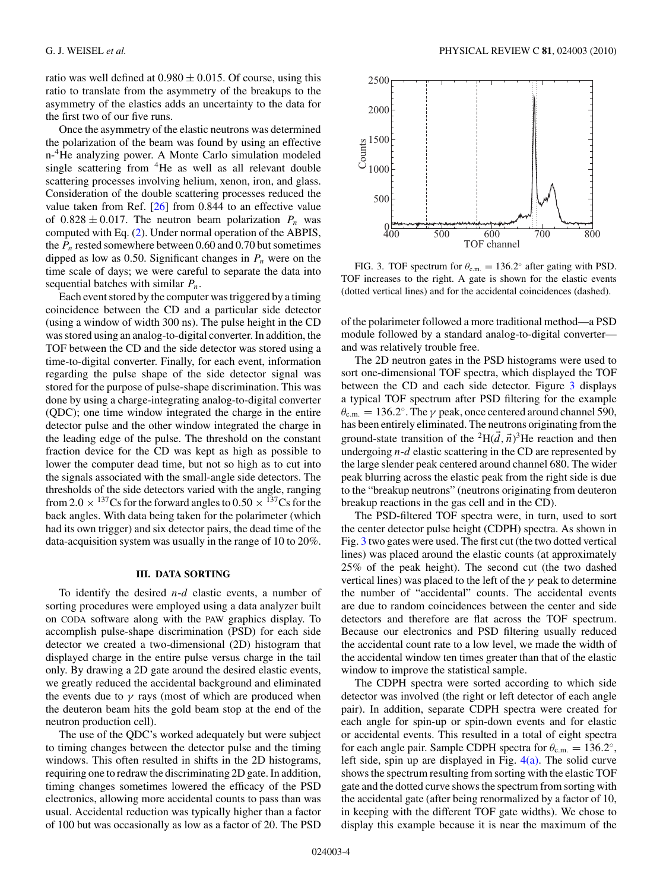ratio was well defined at $0.980 \pm 0.015$. Of course, using this ratio to translate from the asymmetry of the breakups to the asymmetry of the elastics adds an uncertainty to the data for the first two of our five runs.

Once the asymmetry of the elastic neutrons was determined the polarization of the beam was found by using an effective n-$^4$He analyzing power. A Monte Carlo simulation modeled single scattering from $^4$He as well as all relevant double scattering processes involving helium, xenon, iron, and glass. Consideration of the double scattering processes reduced the value taken from Ref. [26] from 0.844 to an effective value of $0.828 \pm 0.017$. The neutron beam polarization $P_n$ was computed with Eq. (2). Under normal operation of the ABPIS, the $P_n$ rested somewhere between 0.60 and 0.70 but sometimes dipped as low as 0.50. Significant changes in $P_n$ were on the time scale of days; we were careful to separate the data into sequential batches with similar $P_n$.

Each event stored by the computer was triggered by a timing coincidence between the CD and a particular side detector (using a window of width 300 ns). The pulse height in the CD was stored using an analog-to-digital converter. In addition, the TOF between the CD and the side detector was stored using a time-to-digital converter. Finally, for each event, information regarding the pulse shape of the side detector signal was stored for the purpose of pulse-shape discrimination. This was done by using a charge-integrating analog-to-digital converter (QDC); one time window integrated the charge in the entire detector pulse and the other window integrated the charge in the leading edge of the pulse. The threshold on the constant fraction device for the CD was kept as high as possible to lower the computer dead time, but not so high as to cut into the signals associated with the small-angle side detectors. The thresholds of the side detectors varied with the angle, ranging from $2.0 \times {}^{137}$Cs for the forward angles to $0.50 \times {}^{137}$Cs for the back angles. With data being taken for the polarimeter (which had its own trigger) and six detector pairs, the dead time of the data-acquisition system was usually in the range of 10 to 20%.

## III. DATA SORTING

To identify the desired *n-d* elastic events, a number of sorting procedures were employed using a data analyzer built on CODA software along with the PAW graphics display. To accomplish pulse-shape discrimination (PSD) for each side detector we created a two-dimensional (2D) histogram that displayed charge in the entire pulse versus charge in the tail only. By drawing a 2D gate around the desired elastic events, we greatly reduced the accidental background and eliminated the events due to $\gamma$ rays (most of which are produced when the deuteron beam hits the gold beam stop at the end of the neutron production cell).

The use of the QDC's worked adequately but were subject to timing changes between the detector pulse and the timing windows. This often resulted in shifts in the 2D histograms, requiring one to redraw the discriminating 2D gate. In addition, timing changes sometimes lowered the efficacy of the PSD electronics, allowing more accidental counts to pass than was usual. Accidental reduction was typically higher than a factor of 100 but was occasionally as low as a factor of 20. The PSD of the polarimeter followed a more traditional method—a PSD module followed by a standard analog-to-digital converter—and was relatively trouble free.

FIG. 3. TOF spectrum for $\theta_{\text{c.m.}} = 136.2^\circ$ after gating with PSD. TOF increases to the right. A gate is shown for the elastic events (dotted vertical lines) and for the accidental coincidences (dashed).

The 2D neutron gates in the PSD histograms were used to sort one-dimensional TOF spectra, which displayed the TOF between the CD and each side detector. Figure 3 displays a typical TOF spectrum after PSD filtering for the example $\theta_{\text{c.m.}} = 136.2^\circ$. The $\gamma$ peak, once centered around channel 590, has been entirely eliminated. The neutrons originating from the ground-state transition of the $^2$H$(\vec{d},\vec{n})^3$He reaction and then undergoing *n-d* elastic scattering in the CD are represented by the large slender peak centered around channel 680. The wider peak blurring across the elastic peak from the right side is due to the "breakup neutrons" (neutrons originating from deuteron breakup reactions in the gas cell and in the CD).

The PSD-filtered TOF spectra were, in turn, used to sort the center detector pulse height (CDPH) spectra. As shown in Fig. 3 two gates were used. The first cut (the two dotted vertical lines) was placed around the elastic counts (at approximately 25% of the peak height). The second cut (the two dashed vertical lines) was placed to the left of the $\gamma$ peak to determine the number of "accidental" counts. The accidental events are due to random coincidences between the center and side detectors and therefore are flat across the TOF spectrum. Because our electronics and PSD filtering usually reduced the accidental count rate to a low level, we made the width of the accidental window ten times greater than that of the elastic window to improve the statistical sample.

The CDPH spectra were sorted according to which side detector was involved (the right or left detector of each angle pair). In addition, separate CDPH spectra were created for each angle for spin-up or spin-down events and for elastic or accidental events. This resulted in a total of eight spectra for each angle pair. Sample CDPH spectra for $\theta_{\text{c.m.}} = 136.2^\circ$, left side, spin up are displayed in Fig. 4(a). The solid curve shows the spectrum resulting from sorting with the elastic TOF gate and the dotted curve shows the spectrum from sorting with the accidental gate (after being renormalized by a factor of 10, in keeping with the different TOF gate widths). We chose to display this example because it is near the maximum of the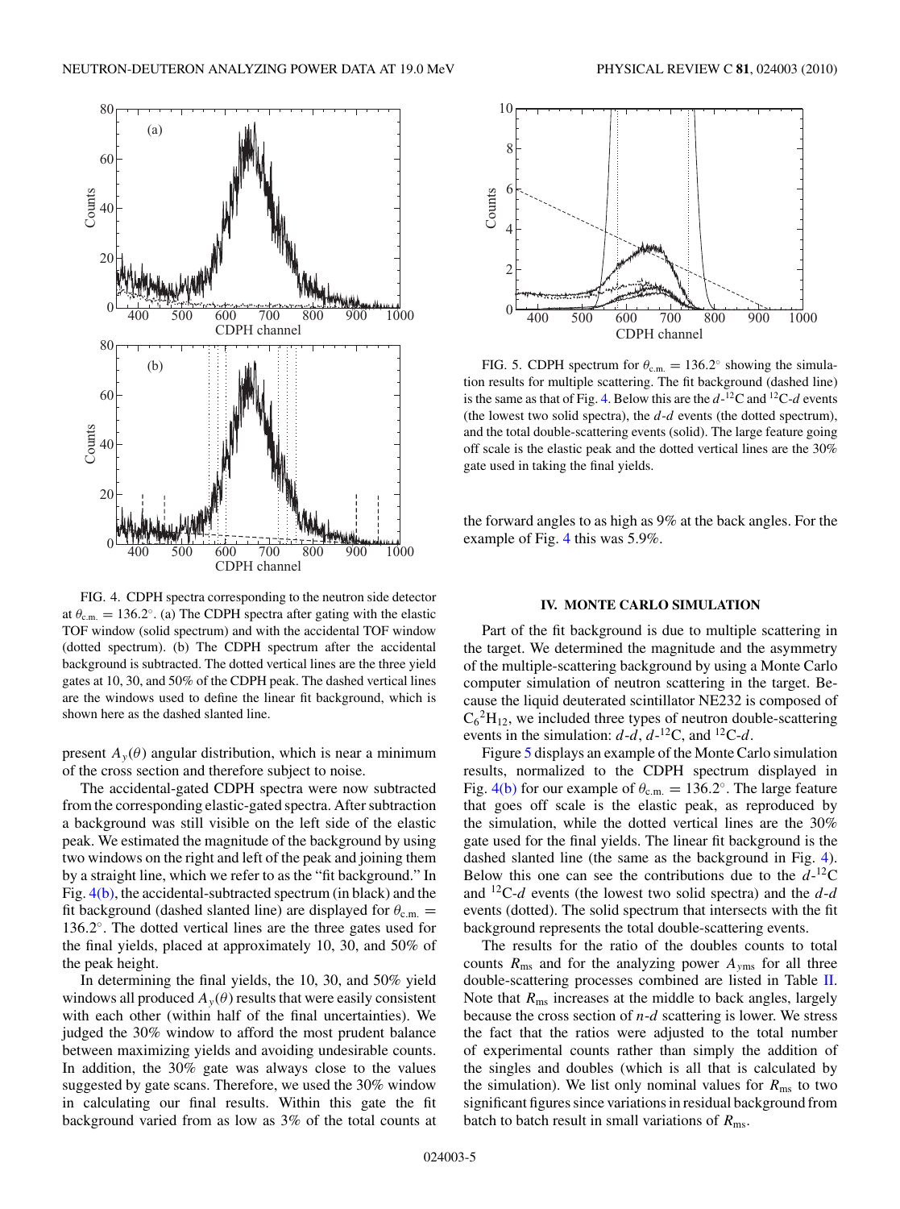FIG. 4. CDPH spectra corresponding to the neutron side detector at $\theta_{\mathrm{c.m.}} = 136.2^{\circ}$. (a) The CDPH spectra after gating with the elastic TOF window (solid spectrum) and with the accidental TOF window (dotted spectrum). (b) The CDPH spectrum after the accidental background is subtracted. The dotted vertical lines are the three yield gates at 10, 30, and 50% of the CDPH peak. The dashed vertical lines are the windows used to define the linear fit background, which is shown here as the dashed slanted line.

present $A_y(\theta)$ angular distribution, which is near a minimum of the cross section and therefore subject to noise.

The accidental-gated CDPH spectra were now subtracted from the corresponding elastic-gated spectra. After subtraction a background was still visible on the left side of the elastic peak. We estimated the magnitude of the background by using two windows on the right and left of the peak and joining them by a straight line, which we refer to as the "fit background." In Fig. 4(b), the accidental-subtracted spectrum (in black) and the fit background (dashed slanted line) are displayed for $\theta_{\mathrm{c.m.}} = 136.2^{\circ}$. The dotted vertical lines are the three gates used for the final yields, placed at approximately 10, 30, and 50% of the peak height.

In determining the final yields, the 10, 30, and 50% yield windows all produced $A_y(\theta)$ results that were easily consistent with each other (within half of the final uncertainties). We judged the 30% window to afford the most prudent balance between maximizing yields and avoiding undesirable counts. In addition, the 30% gate was always close to the values suggested by gate scans. Therefore, we used the 30% window in calculating our final results. Within this gate the fit background varied from as low as 3% of the total counts at the forward angles to as high as 9% at the back angles. For the example of Fig. 4 this was 5.9%.

FIG. 5. CDPH spectrum for $\theta_{\mathrm{c.m.}} = 136.2^{\circ}$ showing the simulation results for multiple scattering. The fit background (dashed line) is the same as that of Fig. 4. Below this are the $d$-$^{12}$C and $^{12}$C-$d$ events (the lowest two solid spectra), the $d$-$d$ events (the dotted spectrum), and the total double-scattering events (solid). The large feature going off scale is the elastic peak and the dotted vertical lines are the 30% gate used in taking the final yields.

## IV. MONTE CARLO SIMULATION

Part of the fit background is due to multiple scattering in the target. We determined the magnitude and the asymmetry of the multiple-scattering background by using a Monte Carlo computer simulation of neutron scattering in the target. Because the liquid deuterated scintillator NE232 is composed of $C_6{}^2H_{12}$, we included three types of neutron double-scattering events in the simulation: $d$-$d$, $d$-$^{12}$C, and $^{12}$C-$d$.

Figure 5 displays an example of the Monte Carlo simulation results, normalized to the CDPH spectrum displayed in Fig. 4(b) for our example of $\theta_{\mathrm{c.m.}} = 136.2^{\circ}$. The large feature that goes off scale is the elastic peak, as reproduced by the simulation, while the dotted vertical lines are the 30% gate used for the final yields. The linear fit background is the dashed slanted line (the same as the background in Fig. 4). Below this one can see the contributions due to the $d$-$^{12}$C and $^{12}$C-$d$ events (the lowest two solid spectra) and the $d$-$d$ events (dotted). The solid spectrum that intersects with the fit background represents the total double-scattering events.

The results for the ratio of the doubles counts to total counts $R_{\mathrm{ms}}$ and for the analyzing power $A_{y\mathrm{ms}}$ for all three double-scattering processes combined are listed in Table II. Note that $R_{\mathrm{ms}}$ increases at the middle to back angles, largely because the cross section of $n$-$d$ scattering is lower. We stress the fact that the ratios were adjusted to the total number of experimental counts rather than simply the addition of the singles and doubles (which is all that is calculated by the simulation). We list only nominal values for $R_{\mathrm{ms}}$ to two significant figures since variations in residual background from batch to batch result in small variations of $R_{\mathrm{ms}}$.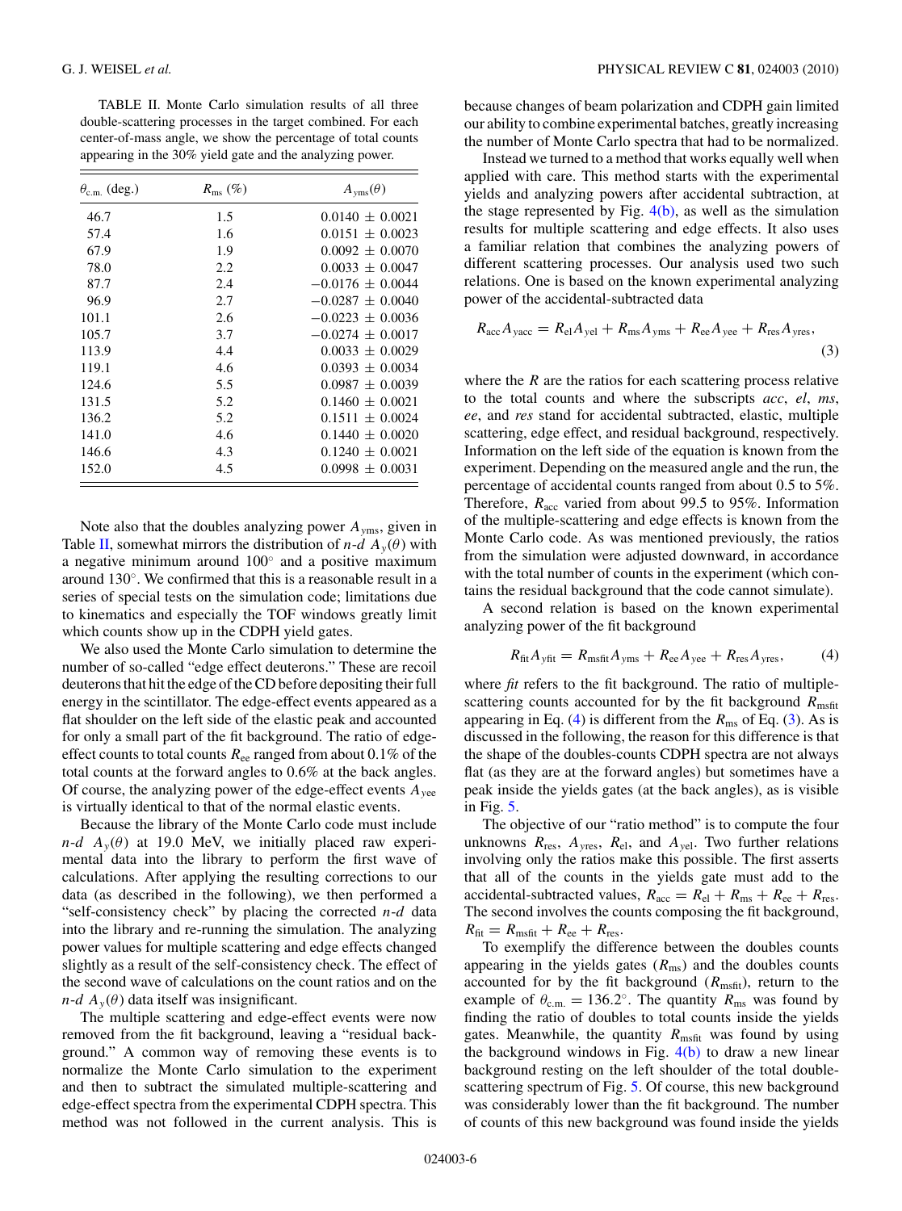TABLE II. Monte Carlo simulation results of all three double-scattering processes in the target combined. For each center-of-mass angle, we show the percentage of total counts appearing in the 30% yield gate and the analyzing power.

| $\theta_{\text{c.m.}}$ (deg.) | $R_{\text{ms}}$ (%) | $A_{y\text{ms}}(\theta)$ |
|---|---|---|
| 46.7 | 1.5 | $0.0140 \pm 0.0021$ |
| 57.4 | 1.6 | $0.0151 \pm 0.0023$ |
| 67.9 | 1.9 | $0.0092 \pm 0.0070$ |
| 78.0 | 2.2 | $0.0033 \pm 0.0047$ |
| 87.7 | 2.4 | $-0.0176 \pm 0.0044$ |
| 96.9 | 2.7 | $-0.0287 \pm 0.0040$ |
| 101.1 | 2.6 | $-0.0223 \pm 0.0036$ |
| 105.7 | 3.7 | $-0.0274 \pm 0.0017$ |
| 113.9 | 4.4 | $0.0033 \pm 0.0029$ |
| 119.1 | 4.6 | $0.0393 \pm 0.0034$ |
| 124.6 | 5.5 | $0.0987 \pm 0.0039$ |
| 131.5 | 5.2 | $0.1460 \pm 0.0021$ |
| 136.2 | 5.2 | $0.1511 \pm 0.0024$ |
| 141.0 | 4.6 | $0.1440 \pm 0.0020$ |
| 146.6 | 4.3 | $0.1240 \pm 0.0021$ |
| 152.0 | 4.5 | $0.0998 \pm 0.0031$ |

Note also that the doubles analyzing power $A_{y\text{ms}}$, given in Table II, somewhat mirrors the distribution of *n*-*d* $A_y(\theta)$ with a negative minimum around 100° and a positive maximum around 130°. We confirmed that this is a reasonable result in a series of special tests on the simulation code; limitations due to kinematics and especially the TOF windows greatly limit which counts show up in the CDPH yield gates.

We also used the Monte Carlo simulation to determine the number of so-called "edge effect deuterons." These are recoil deuterons that hit the edge of the CD before depositing their full energy in the scintillator. The edge-effect events appeared as a flat shoulder on the left side of the elastic peak and accounted for only a small part of the fit background. The ratio of edge-effect counts to total counts $R_{\text{ee}}$ ranged from about 0.1% of the total counts at the forward angles to 0.6% at the back angles. Of course, the analyzing power of the edge-effect events $A_{y\text{ee}}$ is virtually identical to that of the normal elastic events.

Because the library of the Monte Carlo code must include *n*-*d* $A_y(\theta)$ at 19.0 MeV, we initially placed raw experimental data into the library to perform the first wave of calculations. After applying the resulting corrections to our data (as described in the following), we then performed a "self-consistency check" by placing the corrected *n*-*d* data into the library and re-running the simulation. The analyzing power values for multiple scattering and edge effects changed slightly as a result of the self-consistency check. The effect of the second wave of calculations on the count ratios and on the *n*-*d* $A_y(\theta)$ data itself was insignificant.

The multiple scattering and edge-effect events were now removed from the fit background, leaving a "residual background." A common way of removing these events is to normalize the Monte Carlo simulation to the experiment and then to subtract the simulated multiple-scattering and edge-effect spectra from the experimental CDPH spectra. This method was not followed in the current analysis. This is because changes of beam polarization and CDPH gain limited our ability to combine experimental batches, greatly increasing the number of Monte Carlo spectra that had to be normalized.

Instead we turned to a method that works equally well when applied with care. This method starts with the experimental yields and analyzing powers after accidental subtraction, at the stage represented by Fig. 4(b), as well as the simulation results for multiple scattering and edge effects. It also uses a familiar relation that combines the analyzing powers of different scattering processes. Our analysis used two such relations. One is based on the known experimental analyzing power of the accidental-subtracted data

$$R_{\text{acc}} A_{y\text{acc}} = R_{\text{el}} A_{y\text{el}} + R_{\text{ms}} A_{y\text{ms}} + R_{\text{ee}} A_{y\text{ee}} + R_{\text{res}} A_{y\text{res}}, \tag{3}$$

where the $R$ are the ratios for each scattering process relative to the total counts and where the subscripts *acc*, *el*, *ms*, *ee*, and *res* stand for accidental subtracted, elastic, multiple scattering, edge effect, and residual background, respectively. Information on the left side of the equation is known from the experiment. Depending on the measured angle and the run, the percentage of accidental counts ranged from about 0.5 to 5%. Therefore, $R_{\text{acc}}$ varied from about 99.5 to 95%. Information of the multiple-scattering and edge effects is known from the Monte Carlo code. As was mentioned previously, the ratios from the simulation were adjusted downward, in accordance with the total number of counts in the experiment (which contains the residual background that the code cannot simulate).

A second relation is based on the known experimental analyzing power of the fit background

$$R_{\text{fit}} A_{y\text{fit}} = R_{\text{msfit}} A_{y\text{ms}} + R_{\text{ee}} A_{y\text{ee}} + R_{\text{res}} A_{y\text{res}}, \tag{4}$$

where *fit* refers to the fit background. The ratio of multiple-scattering counts accounted for by the fit background $R_{\text{msfit}}$ appearing in Eq. (4) is different from the $R_{\text{ms}}$ of Eq. (3). As is discussed in the following, the reason for this difference is that the shape of the doubles-counts CDPH spectra are not always flat (as they are at the forward angles) but sometimes have a peak inside the yields gates (at the back angles), as is visible in Fig. 5.

The objective of our "ratio method" is to compute the four unknowns $R_{\text{res}}$, $A_{y\text{res}}$, $R_{\text{el}}$, and $A_{y\text{el}}$. Two further relations involving only the ratios make this possible. The first asserts that all of the counts in the yields gate must add to the accidental-subtracted values, $R_{\text{acc}} = R_{\text{el}} + R_{\text{ms}} + R_{\text{ee}} + R_{\text{res}}$. The second involves the counts composing the fit background, $R_{\text{fit}} = R_{\text{msfit}} + R_{\text{ee}} + R_{\text{res}}$.

To exemplify the difference between the doubles counts appearing in the yields gates ($R_{\text{ms}}$) and the doubles counts accounted for by the fit background ($R_{\text{msfit}}$), return to the example of $\theta_{\text{c.m.}} = 136.2^\circ$. The quantity $R_{\text{ms}}$ was found by finding the ratio of doubles to total counts inside the yields gates. Meanwhile, the quantity $R_{\text{msfit}}$ was found by using the background windows in Fig. 4(b) to draw a new linear background resting on the left shoulder of the total double-scattering spectrum of Fig. 5. Of course, this new background was considerably lower than the fit background. The number of counts of this new background was found inside the yields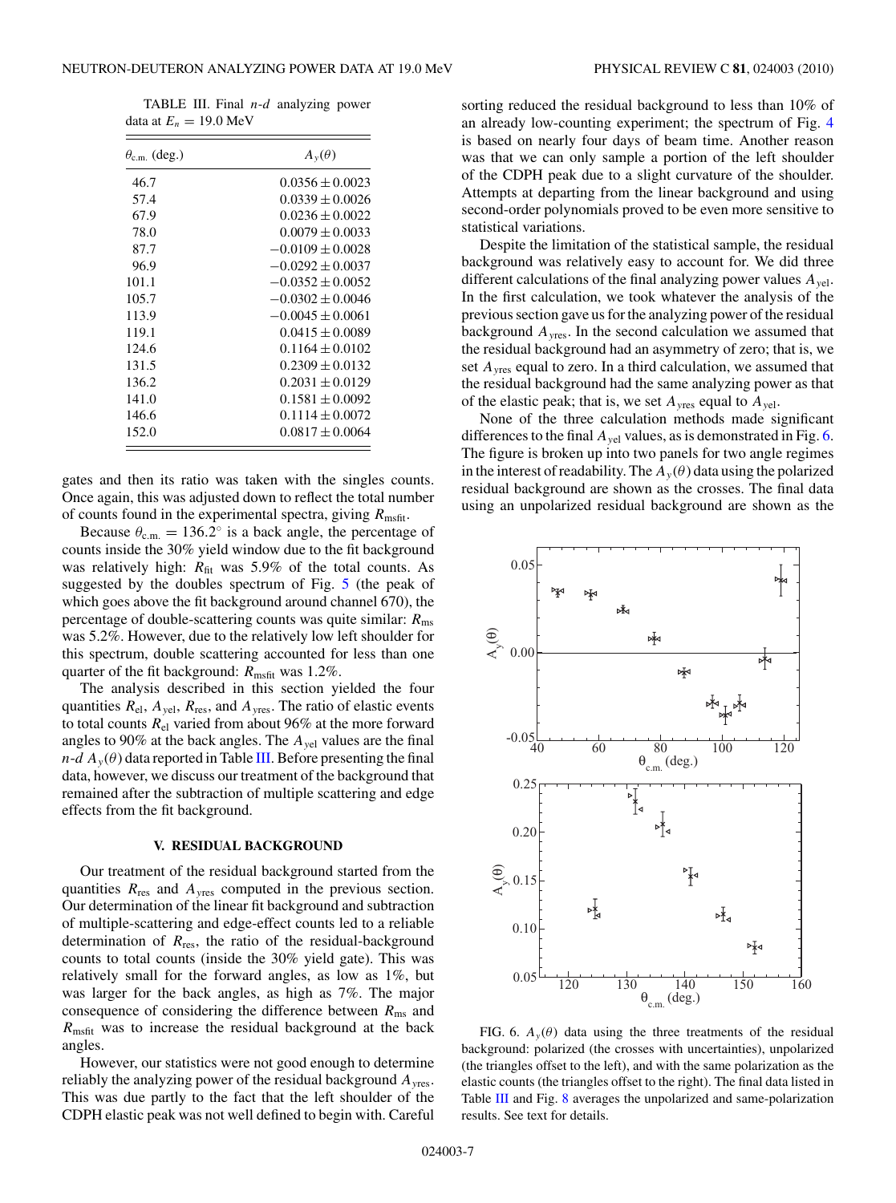TABLE III. Final $n$-$d$ analyzing power data at $E_n = 19.0$ MeV

| $\theta_{\text{c.m.}}$ (deg.) | $A_y(\theta)$ |
|---|---|
| 46.7 | $0.0356 \pm 0.0023$ |
| 57.4 | $0.0339 \pm 0.0026$ |
| 67.9 | $0.0236 \pm 0.0022$ |
| 78.0 | $0.0079 \pm 0.0033$ |
| 87.7 | $-0.0109 \pm 0.0028$ |
| 96.9 | $-0.0292 \pm 0.0037$ |
| 101.1 | $-0.0352 \pm 0.0052$ |
| 105.7 | $-0.0302 \pm 0.0046$ |
| 113.9 | $-0.0045 \pm 0.0061$ |
| 119.1 | $0.0415 \pm 0.0089$ |
| 124.6 | $0.1164 \pm 0.0102$ |
| 131.5 | $0.2309 \pm 0.0132$ |
| 136.2 | $0.2031 \pm 0.0129$ |
| 141.0 | $0.1581 \pm 0.0092$ |
| 146.6 | $0.1114 \pm 0.0072$ |
| 152.0 | $0.0817 \pm 0.0064$ |

gates and then its ratio was taken with the singles counts. Once again, this was adjusted down to reflect the total number of counts found in the experimental spectra, giving $R_{\text{msfit}}$.

Because $\theta_{\text{c.m.}} = 136.2^{\circ}$ is a back angle, the percentage of counts inside the 30% yield window due to the fit background was relatively high: $R_{\text{fit}}$ was 5.9% of the total counts. As suggested by the doubles spectrum of Fig. 5 (the peak of which goes above the fit background around channel 670), the percentage of double-scattering counts was quite similar: $R_{\text{ms}}$ was 5.2%. However, due to the relatively low left shoulder for this spectrum, double scattering accounted for less than one quarter of the fit background: $R_{\text{msfit}}$ was 1.2%.

The analysis described in this section yielded the four quantities $R_{\text{el}}$, $A_{y\text{el}}$, $R_{\text{res}}$, and $A_{y\text{res}}$. The ratio of elastic events to total counts $R_{\text{el}}$ varied from about 96% at the more forward angles to 90% at the back angles. The $A_{y\text{el}}$ values are the final $n$-$d$ $A_y(\theta)$ data reported in Table III. Before presenting the final data, however, we discuss our treatment of the background that remained after the subtraction of multiple scattering and edge effects from the fit background.

## V. RESIDUAL BACKGROUND

Our treatment of the residual background started from the quantities $R_{\text{res}}$ and $A_{y\text{res}}$ computed in the previous section. Our determination of the linear fit background and subtraction of multiple-scattering and edge-effect counts led to a reliable determination of $R_{\text{res}}$, the ratio of the residual-background counts to total counts (inside the 30% yield gate). This was relatively small for the forward angles, as low as 1%, but was larger for the back angles, as high as 7%. The major consequence of considering the difference between $R_{\text{ms}}$ and $R_{\text{msfit}}$ was to increase the residual background at the back angles.

However, our statistics were not good enough to determine reliably the analyzing power of the residual background $A_{y\text{res}}$. This was due partly to the fact that the left shoulder of the CDPH elastic peak was not well defined to begin with. Careful sorting reduced the residual background to less than 10% of an already low-counting experiment; the spectrum of Fig. 4 is based on nearly four days of beam time. Another reason was that we can only sample a portion of the left shoulder of the CDPH peak due to a slight curvature of the shoulder. Attempts at departing from the linear background and using second-order polynomials proved to be even more sensitive to statistical variations.

Despite the limitation of the statistical sample, the residual background was relatively easy to account for. We did three different calculations of the final analyzing power values $A_{y\text{el}}$. In the first calculation, we took whatever the analysis of the previous section gave us for the analyzing power of the residual background $A_{y\text{res}}$. In the second calculation we assumed that the residual background had an asymmetry of zero; that is, we set $A_{y\text{res}}$ equal to zero. In a third calculation, we assumed that the residual background had the same analyzing power as that of the elastic peak; that is, we set $A_{y\text{res}}$ equal to $A_{y\text{el}}$.

None of the three calculation methods made significant differences to the final $A_{y\text{el}}$ values, as is demonstrated in Fig. 6. The figure is broken up into two panels for two angle regimes in the interest of readability. The $A_y(\theta)$ data using the polarized residual background are shown as the crosses. The final data using an unpolarized residual background are shown as the

FIG. 6. $A_y(\theta)$ data using the three treatments of the residual background: polarized (the crosses with uncertainties), unpolarized (the triangles offset to the left), and with the same polarization as the elastic counts (the triangles offset to the right). The final data listed in Table III and Fig. 8 averages the unpolarized and same-polarization results. See text for details.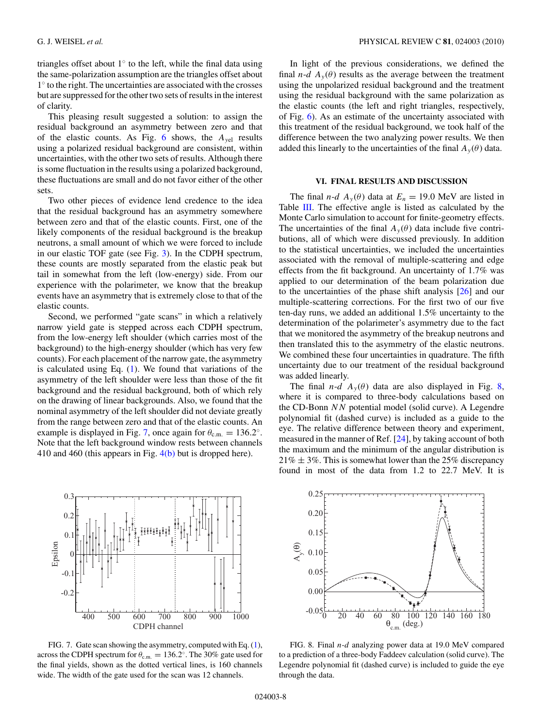triangles offset about 1° to the left, while the final data using the same-polarization assumption are the triangles offset about 1° to the right. The uncertainties are associated with the crosses but are suppressed for the other two sets of results in the interest of clarity.

This pleasing result suggested a solution: to assign the residual background an asymmetry between zero and that of the elastic counts. As Fig. 6 shows, the $A_{yel}$ results using a polarized residual background are consistent, within uncertainties, with the other two sets of results. Although there is some fluctuation in the results using a polarized background, these fluctuations are small and do not favor either of the other sets.

Two other pieces of evidence lend credence to the idea that the residual background has an asymmetry somewhere between zero and that of the elastic counts. First, one of the likely components of the residual background is the breakup neutrons, a small amount of which we were forced to include in our elastic TOF gate (see Fig. 3). In the CDPH spectrum, these counts are mostly separated from the elastic peak but tail in somewhat from the left (low-energy) side. From our experience with the polarimeter, we know that the breakup events have an asymmetry that is extremely close to that of the elastic counts.

Second, we performed "gate scans" in which a relatively narrow yield gate is stepped across each CDPH spectrum, from the low-energy left shoulder (which carries most of the background) to the high-energy shoulder (which has very few counts). For each placement of the narrow gate, the asymmetry is calculated using Eq. (1). We found that variations of the asymmetry of the left shoulder were less than those of the fit background and the residual background, both of which rely on the drawing of linear backgrounds. Also, we found that the nominal asymmetry of the left shoulder did not deviate greatly from the range between zero and that of the elastic counts. An example is displayed in Fig. 7, once again for $\theta_{c.m.} = 136.2°$. Note that the left background window rests between channels 410 and 460 (this appears in Fig. 4(b) but is dropped here).

FIG. 7. Gate scan showing the asymmetry, computed with Eq. (1), across the CDPH spectrum for $\theta_{c.m.} = 136.2°$. The 30% gate used for the final yields, shown as the dotted vertical lines, is 160 channels wide. The width of the gate used for the scan was 12 channels.

In light of the previous considerations, we defined the final *n*-*d* $A_y(\theta)$ results as the average between the treatment using the unpolarized residual background and the treatment using the residual background with the same polarization as the elastic counts (the left and right triangles, respectively, of Fig. 6). As an estimate of the uncertainty associated with this treatment of the residual background, we took half of the difference between the two analyzing power results. We then added this linearly to the uncertainties of the final $A_y(\theta)$ data.

## VI. FINAL RESULTS AND DISCUSSION

The final *n*-*d* $A_y(\theta)$ data at $E_n = 19.0$ MeV are listed in Table III. The effective angle is listed as calculated by the Monte Carlo simulation to account for finite-geometry effects. The uncertainties of the final $A_y(\theta)$ data include five contributions, all of which were discussed previously. In addition to the statistical uncertainties, we included the uncertainties associated with the removal of multiple-scattering and edge effects from the fit background. An uncertainty of 1.7% was applied to our determination of the beam polarization due to the uncertainties of the phase shift analysis [26] and our multiple-scattering corrections. For the first two of our five ten-day runs, we added an additional 1.5% uncertainty to the determination of the polarimeter's asymmetry due to the fact that we monitored the asymmetry of the breakup neutrons and then translated this to the asymmetry of the elastic neutrons. We combined these four uncertainties in quadrature. The fifth uncertainty due to our treatment of the residual background was added linearly.

The final *n*-*d* $A_y(\theta)$ data are also displayed in Fig. 8, where it is compared to three-body calculations based on the CD-Bonn *NN* potential model (solid curve). A Legendre polynomial fit (dashed curve) is included as a guide to the eye. The relative difference between theory and experiment, measured in the manner of Ref. [24], by taking account of both the maximum and the minimum of the angular distribution is $21\% \pm 3\%$. This is somewhat lower than the 25% discrepancy found in most of the data from 1.2 to 22.7 MeV. It is

FIG. 8. Final *n*-*d* analyzing power data at 19.0 MeV compared to a prediction of a three-body Faddeev calculation (solid curve). The Legendre polynomial fit (dashed curve) is included to guide the eye through the data.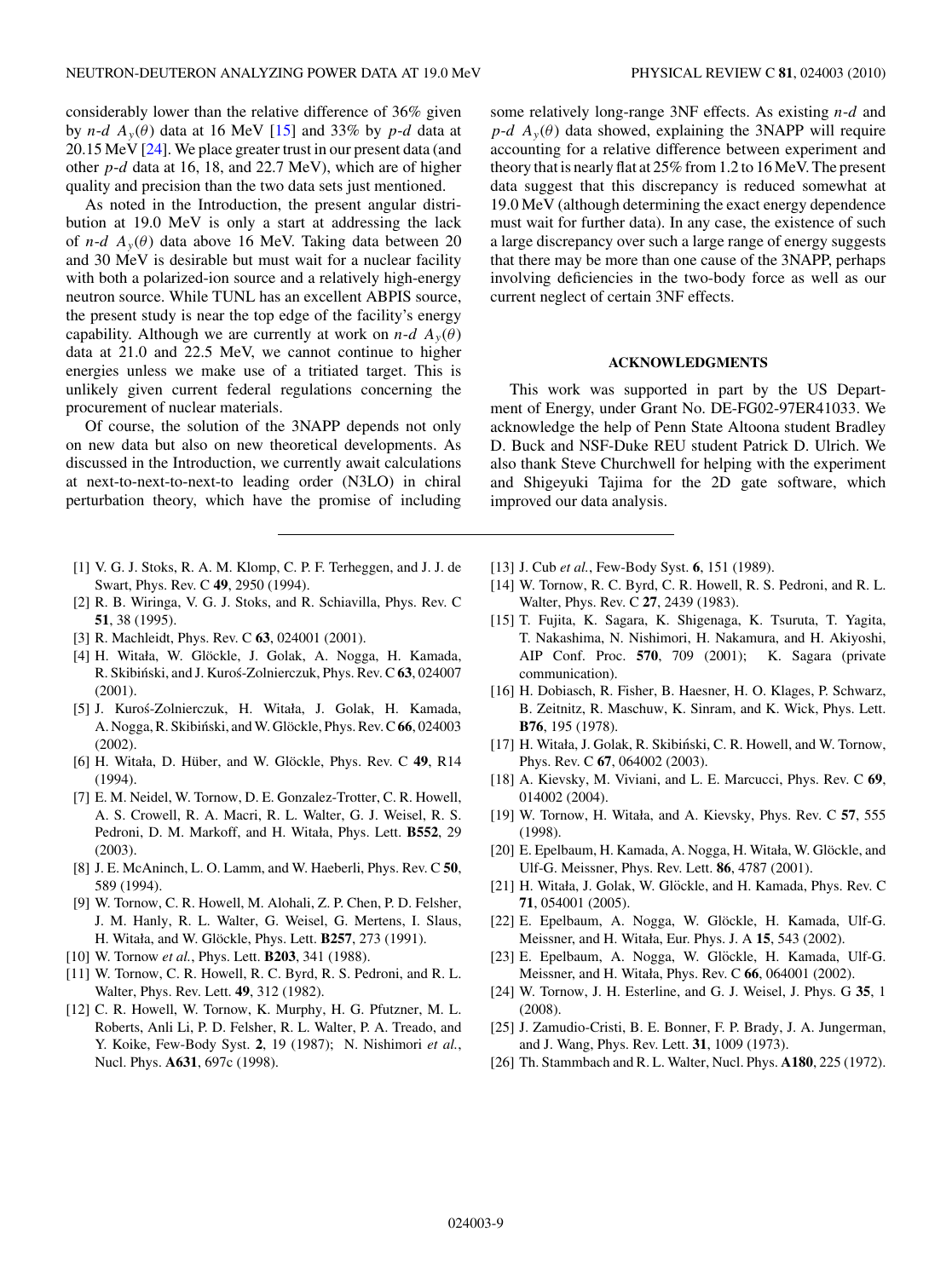considerably lower than the relative difference of 36% given by *n-d* $A_y(\theta)$ data at 16 MeV [15] and 33% by *p-d* data at 20.15 MeV [24]. We place greater trust in our present data (and other *p-d* data at 16, 18, and 22.7 MeV), which are of higher quality and precision than the two data sets just mentioned.

As noted in the Introduction, the present angular distribution at 19.0 MeV is only a start at addressing the lack of *n-d* $A_y(\theta)$ data above 16 MeV. Taking data between 20 and 30 MeV is desirable but must wait for a nuclear facility with both a polarized-ion source and a relatively high-energy neutron source. While TUNL has an excellent ABPIS source, the present study is near the top edge of the facility's energy capability. Although we are currently at work on *n-d* $A_y(\theta)$ data at 21.0 and 22.5 MeV, we cannot continue to higher energies unless we make use of a tritiated target. This is unlikely given current federal regulations concerning the procurement of nuclear materials.

Of course, the solution of the 3NAPP depends not only on new data but also on new theoretical developments. As discussed in the Introduction, we currently await calculations at next-to-next-to-next-to leading order (N3LO) in chiral perturbation theory, which have the promise of including some relatively long-range 3NF effects. As existing *n-d* and *p-d* $A_y(\theta)$ data showed, explaining the 3NAPP will require accounting for a relative difference between experiment and theory that is nearly flat at 25% from 1.2 to 16 MeV. The present data suggest that this discrepancy is reduced somewhat at 19.0 MeV (although determining the exact energy dependence must wait for further data). In any case, the existence of such a large discrepancy over such a large range of energy suggests that there may be more than one cause of the 3NAPP, perhaps involving deficiencies in the two-body force as well as our current neglect of certain 3NF effects.

## ACKNOWLEDGMENTS

This work was supported in part by the US Department of Energy, under Grant No. DE-FG02-97ER41033. We acknowledge the help of Penn State Altoona student Bradley D. Buck and NSF-Duke REU student Patrick D. Ulrich. We also thank Steve Churchwell for helping with the experiment and Shigeyuki Tajima for the 2D gate software, which improved our data analysis.

[1] V. G. J. Stoks, R. A. M. Klomp, C. P. F. Terheggen, and J. J. de Swart, Phys. Rev. C **49**, 2950 (1994).

[2] R. B. Wiringa, V. G. J. Stoks, and R. Schiavilla, Phys. Rev. C **51**, 38 (1995).

[3] R. Machleidt, Phys. Rev. C **63**, 024001 (2001).

[4] H. Witała, W. Glöckle, J. Golak, A. Nogga, H. Kamada, R. Skibiński, and J. Kuroś-Zolnierczuk, Phys. Rev. C **63**, 024007 (2001).

[5] J. Kuroś-Zolnierczuk, H. Witała, J. Golak, H. Kamada, A. Nogga, R. Skibiński, and W. Glöckle, Phys. Rev. C **66**, 024003 (2002).

[6] H. Witała, D. Hüber, and W. Glöckle, Phys. Rev. C **49**, R14 (1994).

[7] E. M. Neidel, W. Tornow, D. E. Gonzalez-Trotter, C. R. Howell, A. S. Crowell, R. A. Macri, R. L. Walter, G. J. Weisel, R. S. Pedroni, D. M. Markoff, and H. Witała, Phys. Lett. **B552**, 29 (2003).

[8] J. E. McAninch, L. O. Lamm, and W. Haeberli, Phys. Rev. C **50**, 589 (1994).

[9] W. Tornow, C. R. Howell, M. Alohali, Z. P. Chen, P. D. Felsher, J. M. Hanly, R. L. Walter, G. Weisel, G. Mertens, I. Slaus, H. Witała, and W. Glöckle, Phys. Lett. **B257**, 273 (1991).

[10] W. Tornow *et al.*, Phys. Lett. **B203**, 341 (1988).

[11] W. Tornow, C. R. Howell, R. C. Byrd, R. S. Pedroni, and R. L. Walter, Phys. Rev. Lett. **49**, 312 (1982).

[12] C. R. Howell, W. Tornow, K. Murphy, H. G. Pfutzner, M. L. Roberts, Anli Li, P. D. Felsher, R. L. Walter, P. A. Treado, and Y. Koike, Few-Body Syst. **2**, 19 (1987); N. Nishimori *et al.*, Nucl. Phys. **A631**, 697c (1998).

[13] J. Cub *et al.*, Few-Body Syst. **6**, 151 (1989).

[14] W. Tornow, R. C. Byrd, C. R. Howell, R. S. Pedroni, and R. L. Walter, Phys. Rev. C **27**, 2439 (1983).

[15] T. Fujita, K. Sagara, K. Shigenaga, K. Tsuruta, T. Yagita, T. Nakashima, N. Nishimori, H. Nakamura, and H. Akiyoshi, AIP Conf. Proc. **570**, 709 (2001); K. Sagara (private communication).

[16] H. Dobiasch, R. Fisher, B. Haesner, H. O. Klages, P. Schwarz, B. Zeitnitz, R. Maschuw, K. Sinram, and K. Wick, Phys. Lett. **B76**, 195 (1978).

[17] H. Witała, J. Golak, R. Skibiński, C. R. Howell, and W. Tornow, Phys. Rev. C **67**, 064002 (2003).

[18] A. Kievsky, M. Viviani, and L. E. Marcucci, Phys. Rev. C **69**, 014002 (2004).

[19] W. Tornow, H. Witała, and A. Kievsky, Phys. Rev. C **57**, 555 (1998).

[20] E. Epelbaum, H. Kamada, A. Nogga, H. Witała, W. Glöckle, and Ulf-G. Meissner, Phys. Rev. Lett. **86**, 4787 (2001).

[21] H. Witała, J. Golak, W. Glöckle, and H. Kamada, Phys. Rev. C **71**, 054001 (2005).

[22] E. Epelbaum, A. Nogga, W. Glöckle, H. Kamada, Ulf-G. Meissner, and H. Witała, Eur. Phys. J. A **15**, 543 (2002).

[23] E. Epelbaum, A. Nogga, W. Glöckle, H. Kamada, Ulf-G. Meissner, and H. Witała, Phys. Rev. C **66**, 064001 (2002).

[24] W. Tornow, J. H. Esterline, and G. J. Weisel, J. Phys. G **35**, 1 (2008).

[25] J. Zamudio-Cristi, B. E. Bonner, F. P. Brady, J. A. Jungerman, and J. Wang, Phys. Rev. Lett. **31**, 1009 (1973).

[26] Th. Stammbach and R. L. Walter, Nucl. Phys. **A180**, 225 (1972).